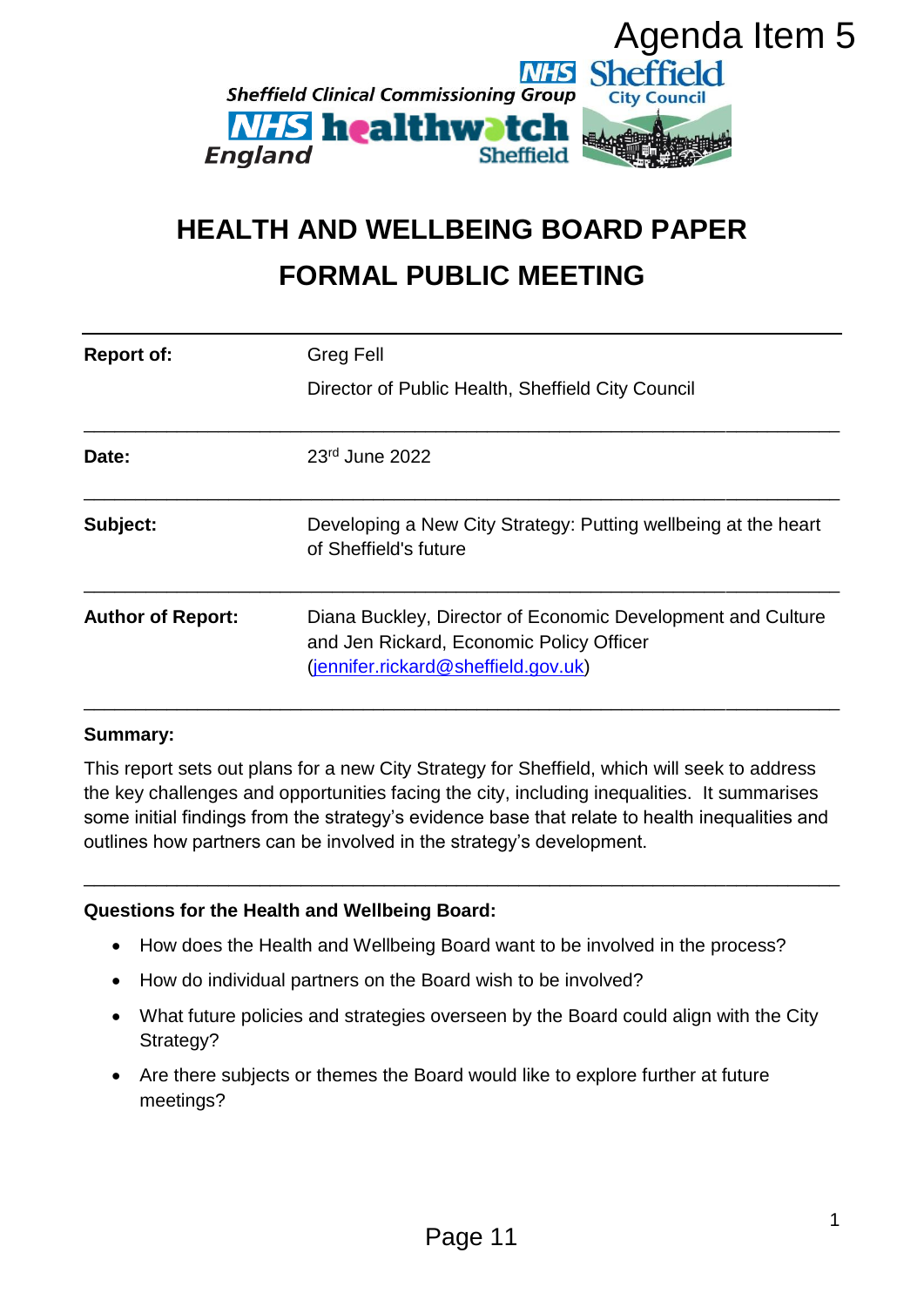Agenda Item 5

# HEALTH AND WELLBEING BOARD PAPER
# FORMAL PUBLIC MEETING

| | |
|---|---|
| **Report of:** | Greg Fell<br>Director of Public Health, Sheffield City Council |
| **Date:** | 23rd June 2022 |
| **Subject:** | Developing a New City Strategy: Putting wellbeing at the heart of Sheffield's future |
| **Author of Report:** | Diana Buckley, Director of Economic Development and Culture and Jen Rickard, Economic Policy Officer (jennifer.rickard@sheffield.gov.uk) |

**Summary:**

This report sets out plans for a new City Strategy for Sheffield, which will seek to address the key challenges and opportunities facing the city, including inequalities. It summarises some initial findings from the strategy's evidence base that relate to health inequalities and outlines how partners can be involved in the strategy's development.

**Questions for the Health and Wellbeing Board:**

- How does the Health and Wellbeing Board want to be involved in the process?
- How do individual partners on the Board wish to be involved?
- What future policies and strategies overseen by the Board could align with the City Strategy?
- Are there subjects or themes the Board would like to explore further at future meetings?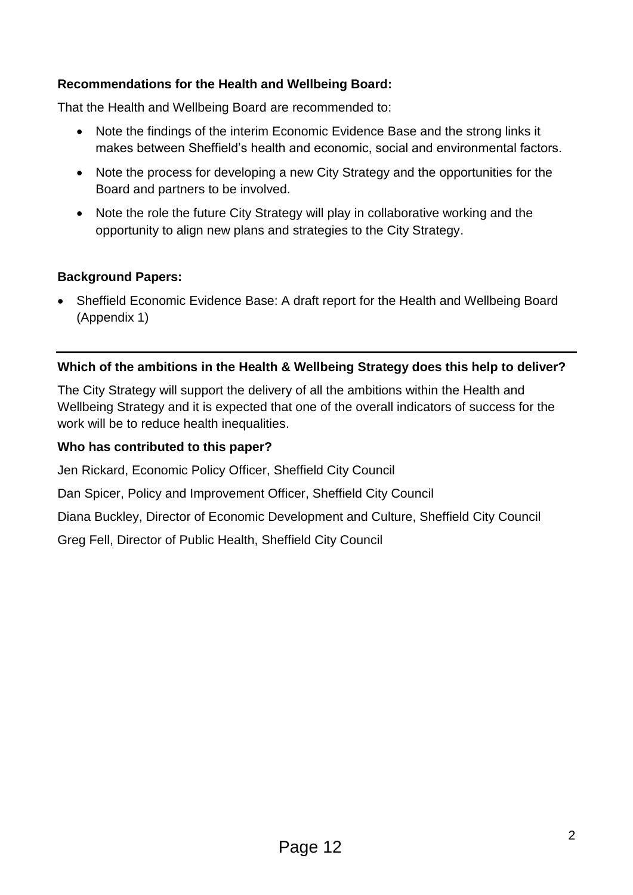**Recommendations for the Health and Wellbeing Board:**

That the Health and Wellbeing Board are recommended to:

- Note the findings of the interim Economic Evidence Base and the strong links it makes between Sheffield's health and economic, social and environmental factors.
- Note the process for developing a new City Strategy and the opportunities for the Board and partners to be involved.
- Note the role the future City Strategy will play in collaborative working and the opportunity to align new plans and strategies to the City Strategy.

**Background Papers:**

- Sheffield Economic Evidence Base: A draft report for the Health and Wellbeing Board (Appendix 1)

---

**Which of the ambitions in the Health & Wellbeing Strategy does this help to deliver?**

The City Strategy will support the delivery of all the ambitions within the Health and Wellbeing Strategy and it is expected that one of the overall indicators of success for the work will be to reduce health inequalities.

**Who has contributed to this paper?**

Jen Rickard, Economic Policy Officer, Sheffield City Council

Dan Spicer, Policy and Improvement Officer, Sheffield City Council

Diana Buckley, Director of Economic Development and Culture, Sheffield City Council

Greg Fell, Director of Public Health, Sheffield City Council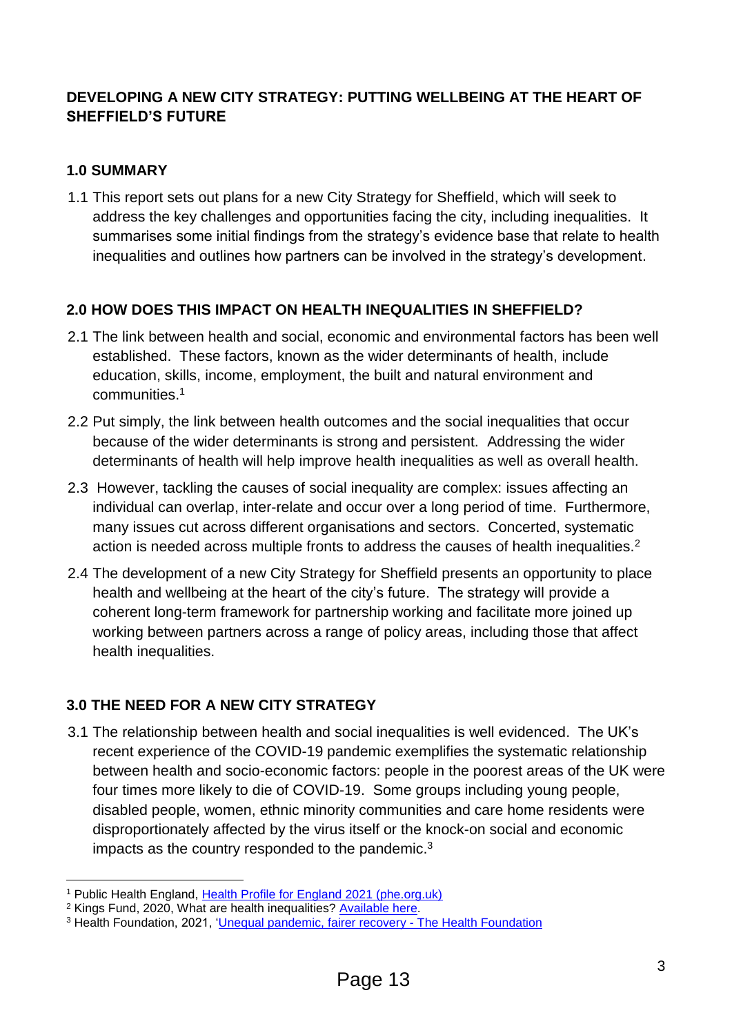## DEVELOPING A NEW CITY STRATEGY: PUTTING WELLBEING AT THE HEART OF SHEFFIELD'S FUTURE

### 1.0 SUMMARY

1.1 This report sets out plans for a new City Strategy for Sheffield, which will seek to address the key challenges and opportunities facing the city, including inequalities. It summarises some initial findings from the strategy's evidence base that relate to health inequalities and outlines how partners can be involved in the strategy's development.

### 2.0 HOW DOES THIS IMPACT ON HEALTH INEQUALITIES IN SHEFFIELD?

2.1 The link between health and social, economic and environmental factors has been well established. These factors, known as the wider determinants of health, include education, skills, income, employment, the built and natural environment and communities.[1]

2.2 Put simply, the link between health outcomes and the social inequalities that occur because of the wider determinants is strong and persistent. Addressing the wider determinants of health will help improve health inequalities as well as overall health.

2.3 However, tackling the causes of social inequality are complex: issues affecting an individual can overlap, inter-relate and occur over a long period of time. Furthermore, many issues cut across different organisations and sectors. Concerted, systematic action is needed across multiple fronts to address the causes of health inequalities.[2]

2.4 The development of a new City Strategy for Sheffield presents an opportunity to place health and wellbeing at the heart of the city's future. The strategy will provide a coherent long-term framework for partnership working and facilitate more joined up working between partners across a range of policy areas, including those that affect health inequalities.

### 3.0 THE NEED FOR A NEW CITY STRATEGY

3.1 The relationship between health and social inequalities is well evidenced. The UK's recent experience of the COVID-19 pandemic exemplifies the systematic relationship between health and socio-economic factors: people in the poorest areas of the UK were four times more likely to die of COVID-19. Some groups including young people, disabled people, women, ethnic minority communities and care home residents were disproportionately affected by the virus itself or the knock-on social and economic impacts as the country responded to the pandemic.[3]

---

[1] Public Health England, Health Profile for England 2021 (phe.org.uk)

[2] Kings Fund, 2020, What are health inequalities? Available here.

[3] Health Foundation, 2021, 'Unequal pandemic, fairer recovery - The Health Foundation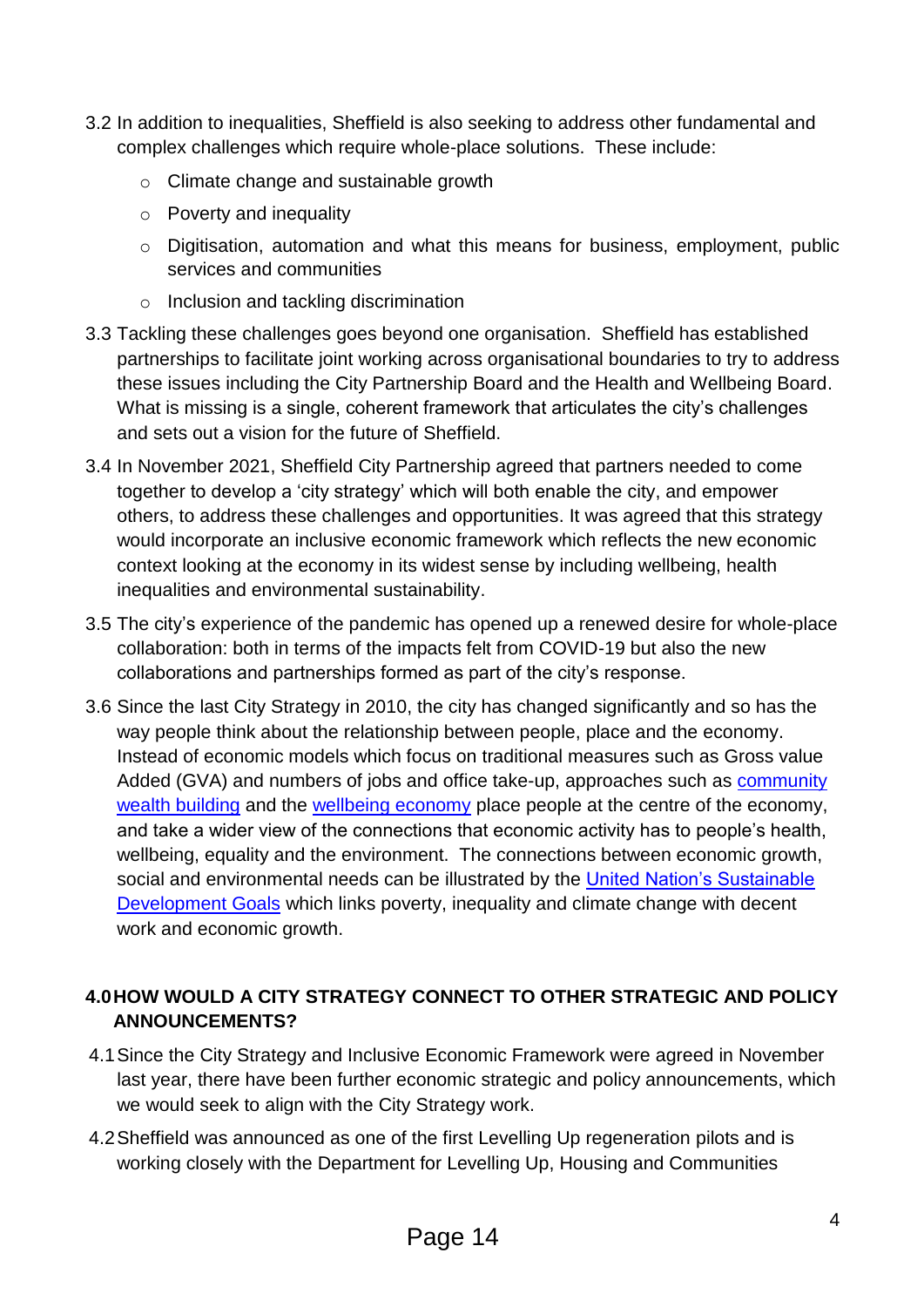3.2 In addition to inequalities, Sheffield is also seeking to address other fundamental and complex challenges which require whole-place solutions. These include:

- Climate change and sustainable growth
- Poverty and inequality
- Digitisation, automation and what this means for business, employment, public services and communities
- Inclusion and tackling discrimination

3.3 Tackling these challenges goes beyond one organisation. Sheffield has established partnerships to facilitate joint working across organisational boundaries to try to address these issues including the City Partnership Board and the Health and Wellbeing Board. What is missing is a single, coherent framework that articulates the city's challenges and sets out a vision for the future of Sheffield.

3.4 In November 2021, Sheffield City Partnership agreed that partners needed to come together to develop a 'city strategy' which will both enable the city, and empower others, to address these challenges and opportunities. It was agreed that this strategy would incorporate an inclusive economic framework which reflects the new economic context looking at the economy in its widest sense by including wellbeing, health inequalities and environmental sustainability.

3.5 The city's experience of the pandemic has opened up a renewed desire for whole-place collaboration: both in terms of the impacts felt from COVID-19 but also the new collaborations and partnerships formed as part of the city's response.

3.6 Since the last City Strategy in 2010, the city has changed significantly and so has the way people think about the relationship between people, place and the economy. Instead of economic models which focus on traditional measures such as Gross value Added (GVA) and numbers of jobs and office take-up, approaches such as community wealth building and the wellbeing economy place people at the centre of the economy, and take a wider view of the connections that economic activity has to people's health, wellbeing, equality and the environment. The connections between economic growth, social and environmental needs can be illustrated by the United Nation's Sustainable Development Goals which links poverty, inequality and climate change with decent work and economic growth.

## 4.0 HOW WOULD A CITY STRATEGY CONNECT TO OTHER STRATEGIC AND POLICY ANNOUNCEMENTS?

4.1 Since the City Strategy and Inclusive Economic Framework were agreed in November last year, there have been further economic strategic and policy announcements, which we would seek to align with the City Strategy work.

4.2 Sheffield was announced as one of the first Levelling Up regeneration pilots and is working closely with the Department for Levelling Up, Housing and Communities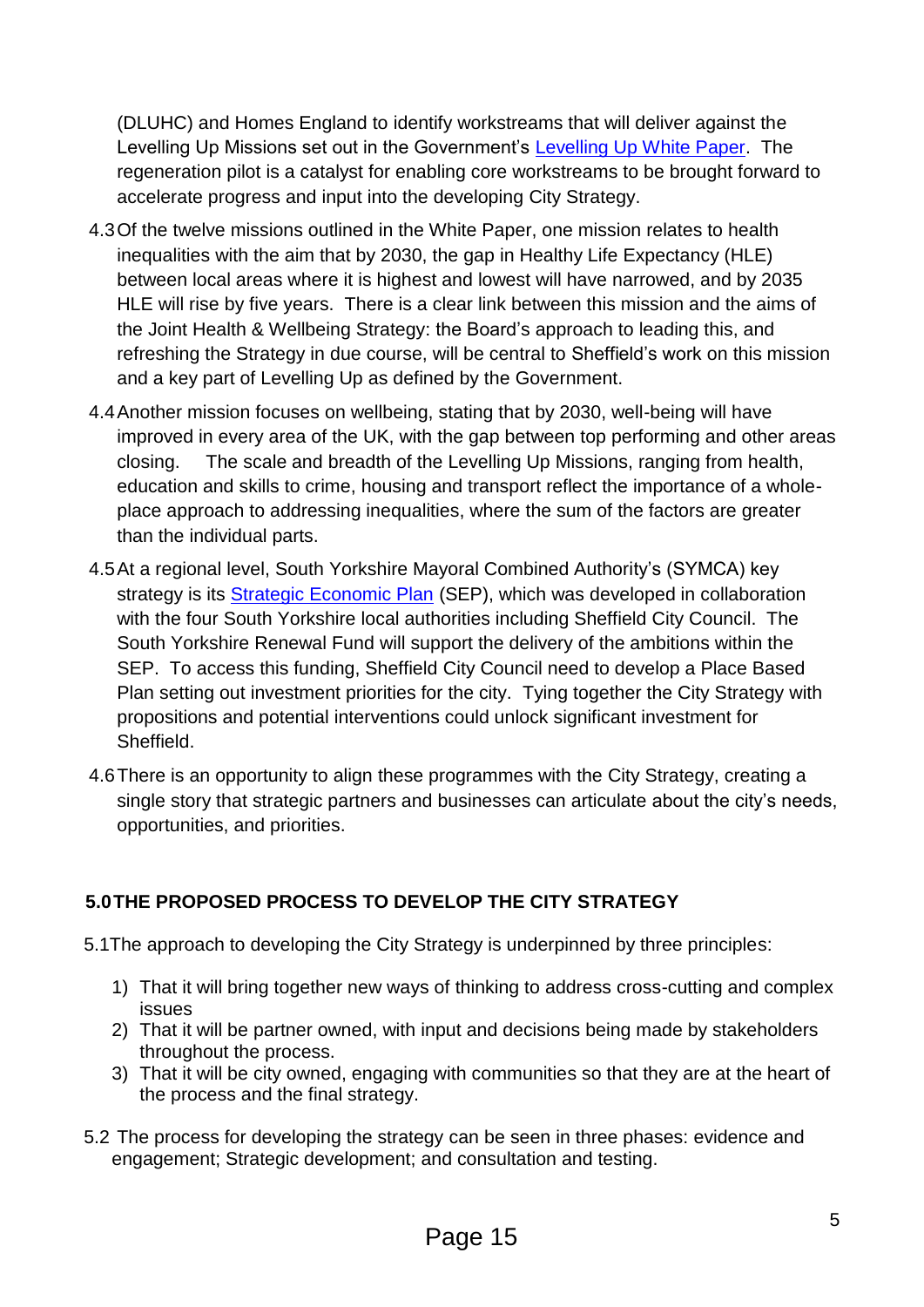(DLUHC) and Homes England to identify workstreams that will deliver against the Levelling Up Missions set out in the Government's Levelling Up White Paper. The regeneration pilot is a catalyst for enabling core workstreams to be brought forward to accelerate progress and input into the developing City Strategy.

4.3 Of the twelve missions outlined in the White Paper, one mission relates to health inequalities with the aim that by 2030, the gap in Healthy Life Expectancy (HLE) between local areas where it is highest and lowest will have narrowed, and by 2035 HLE will rise by five years. There is a clear link between this mission and the aims of the Joint Health & Wellbeing Strategy: the Board's approach to leading this, and refreshing the Strategy in due course, will be central to Sheffield's work on this mission and a key part of Levelling Up as defined by the Government.

4.4 Another mission focuses on wellbeing, stating that by 2030, well-being will have improved in every area of the UK, with the gap between top performing and other areas closing. The scale and breadth of the Levelling Up Missions, ranging from health, education and skills to crime, housing and transport reflect the importance of a whole-place approach to addressing inequalities, where the sum of the factors are greater than the individual parts.

4.5 At a regional level, South Yorkshire Mayoral Combined Authority's (SYMCA) key strategy is its Strategic Economic Plan (SEP), which was developed in collaboration with the four South Yorkshire local authorities including Sheffield City Council. The South Yorkshire Renewal Fund will support the delivery of the ambitions within the SEP. To access this funding, Sheffield City Council need to develop a Place Based Plan setting out investment priorities for the city. Tying together the City Strategy with propositions and potential interventions could unlock significant investment for Sheffield.

4.6 There is an opportunity to align these programmes with the City Strategy, creating a single story that strategic partners and businesses can articulate about the city's needs, opportunities, and priorities.

## 5.0 THE PROPOSED PROCESS TO DEVELOP THE CITY STRATEGY

5.1 The approach to developing the City Strategy is underpinned by three principles:

1) That it will bring together new ways of thinking to address cross-cutting and complex issues
2) That it will be partner owned, with input and decisions being made by stakeholders throughout the process.
3) That it will be city owned, engaging with communities so that they are at the heart of the process and the final strategy.

5.2 The process for developing the strategy can be seen in three phases: evidence and engagement; Strategic development; and consultation and testing.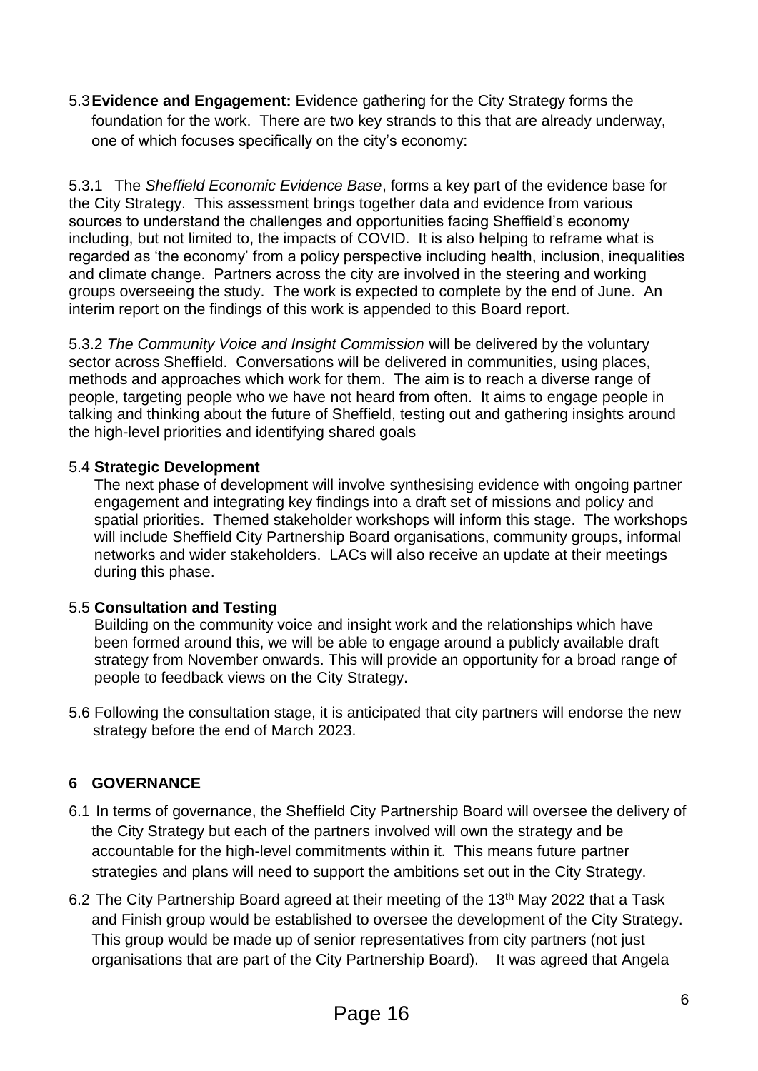5.3 **Evidence and Engagement:** Evidence gathering for the City Strategy forms the foundation for the work. There are two key strands to this that are already underway, one of which focuses specifically on the city's economy:

5.3.1 The *Sheffield Economic Evidence Base*, forms a key part of the evidence base for the City Strategy. This assessment brings together data and evidence from various sources to understand the challenges and opportunities facing Sheffield's economy including, but not limited to, the impacts of COVID. It is also helping to reframe what is regarded as 'the economy' from a policy perspective including health, inclusion, inequalities and climate change. Partners across the city are involved in the steering and working groups overseeing the study. The work is expected to complete by the end of June. An interim report on the findings of this work is appended to this Board report.

5.3.2 *The Community Voice and Insight Commission* will be delivered by the voluntary sector across Sheffield. Conversations will be delivered in communities, using places, methods and approaches which work for them. The aim is to reach a diverse range of people, targeting people who we have not heard from often. It aims to engage people in talking and thinking about the future of Sheffield, testing out and gathering insights around the high-level priorities and identifying shared goals

5.4 **Strategic Development**

The next phase of development will involve synthesising evidence with ongoing partner engagement and integrating key findings into a draft set of missions and policy and spatial priorities. Themed stakeholder workshops will inform this stage. The workshops will include Sheffield City Partnership Board organisations, community groups, informal networks and wider stakeholders. LACs will also receive an update at their meetings during this phase.

5.5 **Consultation and Testing**

Building on the community voice and insight work and the relationships which have been formed around this, we will be able to engage around a publicly available draft strategy from November onwards. This will provide an opportunity for a broad range of people to feedback views on the City Strategy.

5.6 Following the consultation stage, it is anticipated that city partners will endorse the new strategy before the end of March 2023.

## 6 GOVERNANCE

6.1 In terms of governance, the Sheffield City Partnership Board will oversee the delivery of the City Strategy but each of the partners involved will own the strategy and be accountable for the high-level commitments within it. This means future partner strategies and plans will need to support the ambitions set out in the City Strategy.

6.2 The City Partnership Board agreed at their meeting of the 13th May 2022 that a Task and Finish group would be established to oversee the development of the City Strategy. This group would be made up of senior representatives from city partners (not just organisations that are part of the City Partnership Board). It was agreed that Angela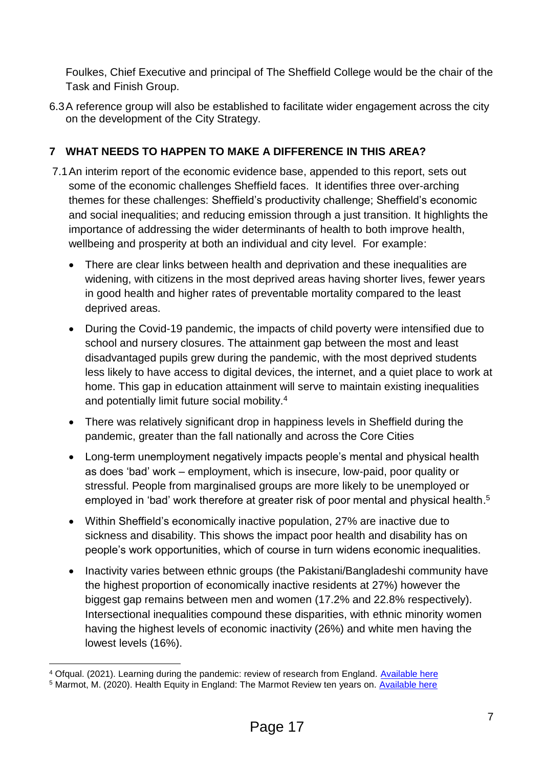Foulkes, Chief Executive and principal of The Sheffield College would be the chair of the Task and Finish Group.

6.3 A reference group will also be established to facilitate wider engagement across the city on the development of the City Strategy.

## 7 WHAT NEEDS TO HAPPEN TO MAKE A DIFFERENCE IN THIS AREA?

7.1 An interim report of the economic evidence base, appended to this report, sets out some of the economic challenges Sheffield faces. It identifies three over-arching themes for these challenges: Sheffield's productivity challenge; Sheffield's economic and social inequalities; and reducing emission through a just transition. It highlights the importance of addressing the wider determinants of health to both improve health, wellbeing and prosperity at both an individual and city level. For example:

- There are clear links between health and deprivation and these inequalities are widening, with citizens in the most deprived areas having shorter lives, fewer years in good health and higher rates of preventable mortality compared to the least deprived areas.
- During the Covid-19 pandemic, the impacts of child poverty were intensified due to school and nursery closures. The attainment gap between the most and least disadvantaged pupils grew during the pandemic, with the most deprived students less likely to have access to digital devices, the internet, and a quiet place to work at home. This gap in education attainment will serve to maintain existing inequalities and potentially limit future social mobility.[4]
- There was relatively significant drop in happiness levels in Sheffield during the pandemic, greater than the fall nationally and across the Core Cities
- Long-term unemployment negatively impacts people's mental and physical health as does 'bad' work – employment, which is insecure, low-paid, poor quality or stressful. People from marginalised groups are more likely to be unemployed or employed in 'bad' work therefore at greater risk of poor mental and physical health.[5]
- Within Sheffield's economically inactive population, 27% are inactive due to sickness and disability. This shows the impact poor health and disability has on people's work opportunities, which of course in turn widens economic inequalities.
- Inactivity varies between ethnic groups (the Pakistani/Bangladeshi community have the highest proportion of economically inactive residents at 27%) however the biggest gap remains between men and women (17.2% and 22.8% respectively). Intersectional inequalities compound these disparities, with ethnic minority women having the highest levels of economic inactivity (26%) and white men having the lowest levels (16%).

---

[4] Ofqual. (2021). Learning during the pandemic: review of research from England. Available here

[5] Marmot, M. (2020). Health Equity in England: The Marmot Review ten years on. Available here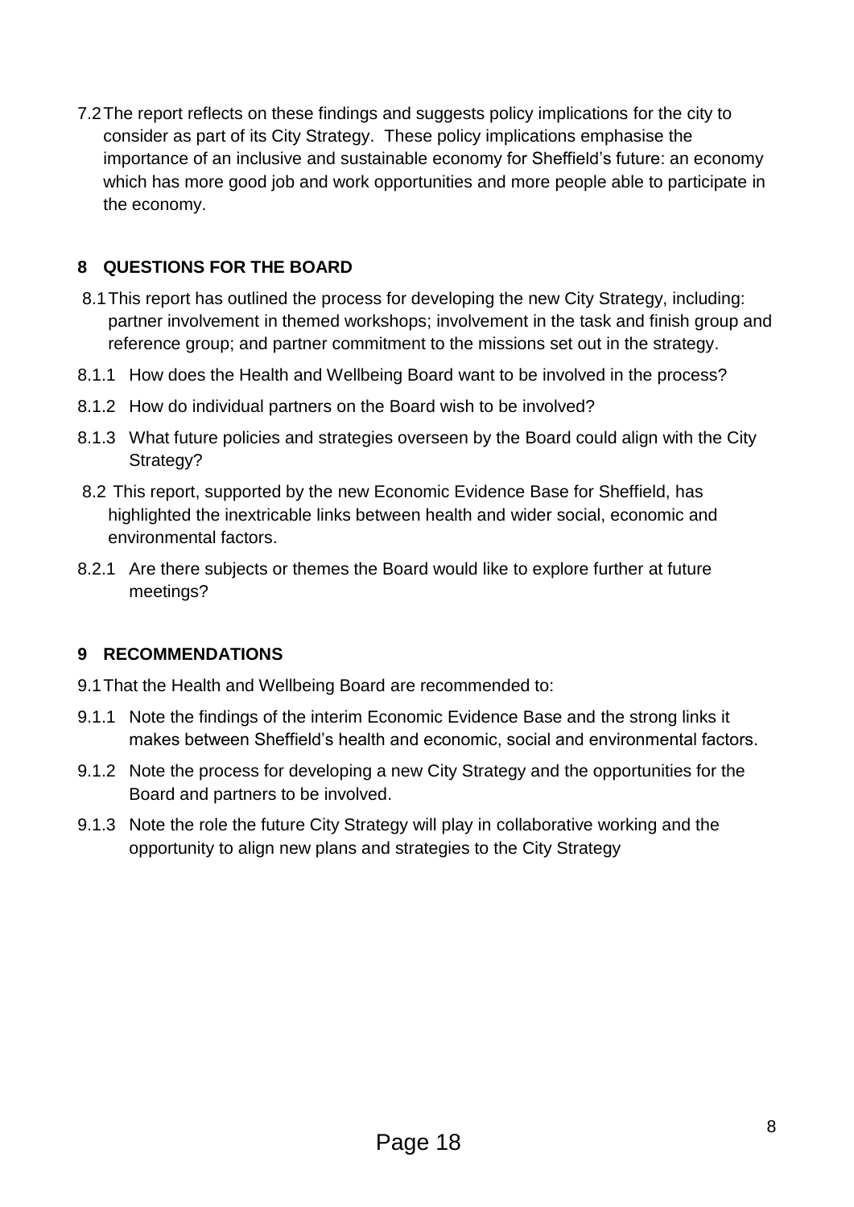7.2 The report reflects on these findings and suggests policy implications for the city to consider as part of its City Strategy. These policy implications emphasise the importance of an inclusive and sustainable economy for Sheffield's future: an economy which has more good job and work opportunities and more people able to participate in the economy.

## 8 QUESTIONS FOR THE BOARD

8.1 This report has outlined the process for developing the new City Strategy, including: partner involvement in themed workshops; involvement in the task and finish group and reference group; and partner commitment to the missions set out in the strategy.

8.1.1 How does the Health and Wellbeing Board want to be involved in the process?

8.1.2 How do individual partners on the Board wish to be involved?

8.1.3 What future policies and strategies overseen by the Board could align with the City Strategy?

8.2 This report, supported by the new Economic Evidence Base for Sheffield, has highlighted the inextricable links between health and wider social, economic and environmental factors.

8.2.1 Are there subjects or themes the Board would like to explore further at future meetings?

## 9 RECOMMENDATIONS

9.1 That the Health and Wellbeing Board are recommended to:

9.1.1 Note the findings of the interim Economic Evidence Base and the strong links it makes between Sheffield's health and economic, social and environmental factors.

9.1.2 Note the process for developing a new City Strategy and the opportunities for the Board and partners to be involved.

9.1.3 Note the role the future City Strategy will play in collaborative working and the opportunity to align new plans and strategies to the City Strategy